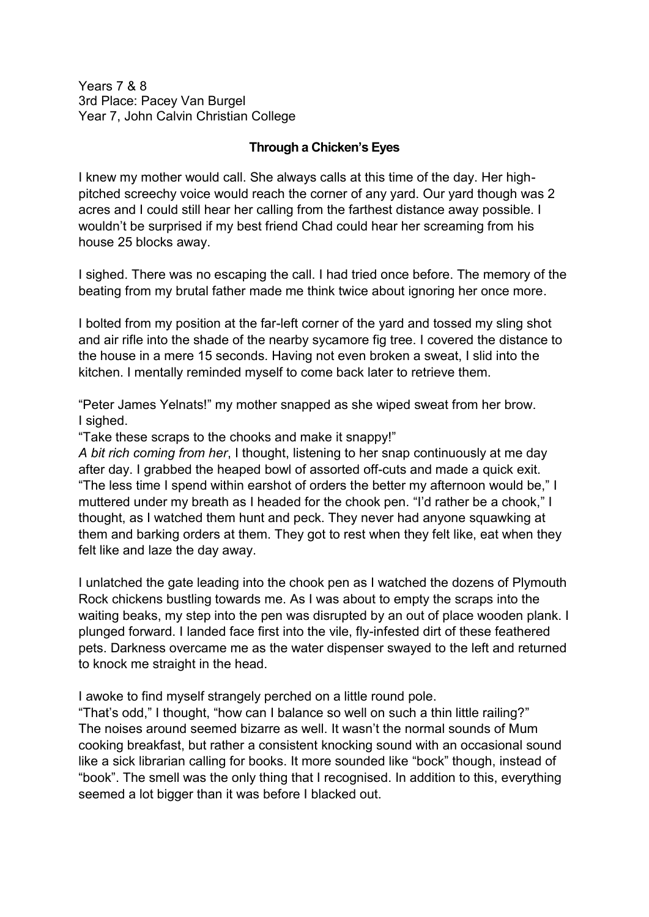Years 7 & 8
3rd Place: Pacey Van Burgel
Year 7, John Calvin Christian College

**Through a Chicken's Eyes**

I knew my mother would call. She always calls at this time of the day. Her high-pitched screechy voice would reach the corner of any yard. Our yard though was 2 acres and I could still hear her calling from the farthest distance away possible. I wouldn't be surprised if my best friend Chad could hear her screaming from his house 25 blocks away.

I sighed. There was no escaping the call. I had tried once before. The memory of the beating from my brutal father made me think twice about ignoring her once more.

I bolted from my position at the far-left corner of the yard and tossed my sling shot and air rifle into the shade of the nearby sycamore fig tree. I covered the distance to the house in a mere 15 seconds. Having not even broken a sweat, I slid into the kitchen. I mentally reminded myself to come back later to retrieve them.

"Peter James Yelnats!" my mother snapped as she wiped sweat from her brow.
I sighed.
"Take these scraps to the chooks and make it snappy!"
*A bit rich coming from her*, I thought, listening to her snap continuously at me day after day. I grabbed the heaped bowl of assorted off-cuts and made a quick exit. "The less time I spend within earshot of orders the better my afternoon would be," I muttered under my breath as I headed for the chook pen. "I'd rather be a chook," I thought, as I watched them hunt and peck. They never had anyone squawking at them and barking orders at them. They got to rest when they felt like, eat when they felt like and laze the day away.

I unlatched the gate leading into the chook pen as I watched the dozens of Plymouth Rock chickens bustling towards me. As I was about to empty the scraps into the waiting beaks, my step into the pen was disrupted by an out of place wooden plank. I plunged forward. I landed face first into the vile, fly-infested dirt of these feathered pets. Darkness overcame me as the water dispenser swayed to the left and returned to knock me straight in the head.

I awoke to find myself strangely perched on a little round pole.
"That's odd," I thought, "how can I balance so well on such a thin little railing?"
The noises around seemed bizarre as well. It wasn't the normal sounds of Mum cooking breakfast, but rather a consistent knocking sound with an occasional sound like a sick librarian calling for books. It more sounded like "bock" though, instead of "book". The smell was the only thing that I recognised. In addition to this, everything seemed a lot bigger than it was before I blacked out.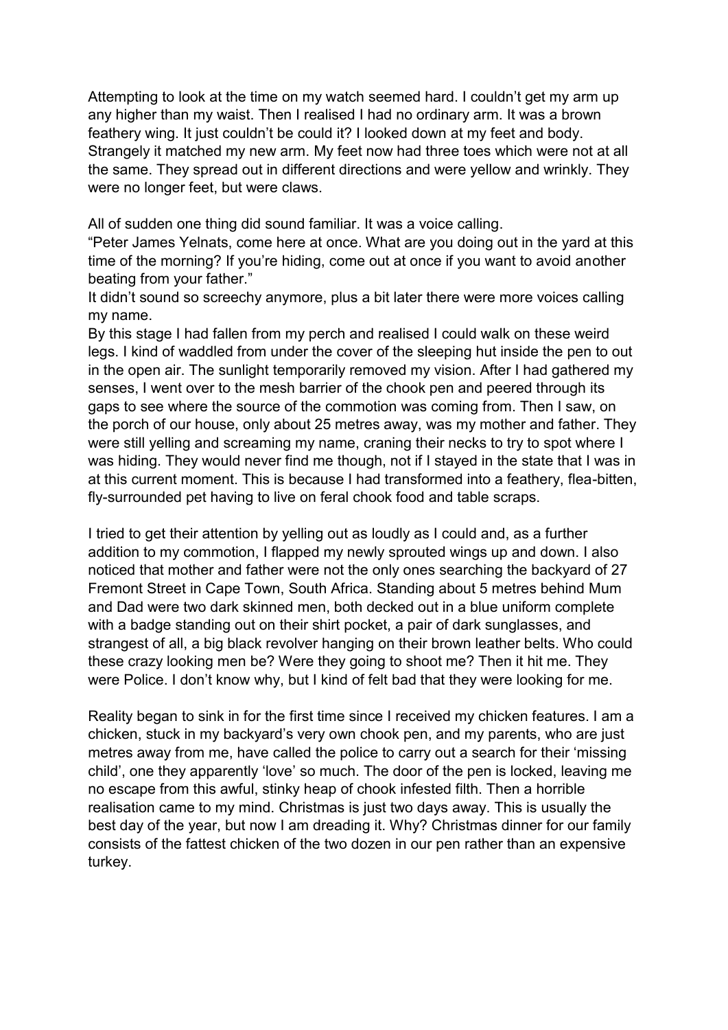Attempting to look at the time on my watch seemed hard. I couldn't get my arm up any higher than my waist. Then I realised I had no ordinary arm. It was a brown feathery wing. It just couldn't be could it? I looked down at my feet and body. Strangely it matched my new arm. My feet now had three toes which were not at all the same. They spread out in different directions and were yellow and wrinkly. They were no longer feet, but were claws.

All of sudden one thing did sound familiar. It was a voice calling.

"Peter James Yelnats, come here at once. What are you doing out in the yard at this time of the morning? If you're hiding, come out at once if you want to avoid another beating from your father."

It didn't sound so screechy anymore, plus a bit later there were more voices calling my name.

By this stage I had fallen from my perch and realised I could walk on these weird legs. I kind of waddled from under the cover of the sleeping hut inside the pen to out in the open air. The sunlight temporarily removed my vision. After I had gathered my senses, I went over to the mesh barrier of the chook pen and peered through its gaps to see where the source of the commotion was coming from. Then I saw, on the porch of our house, only about 25 metres away, was my mother and father. They were still yelling and screaming my name, craning their necks to try to spot where I was hiding. They would never find me though, not if I stayed in the state that I was in at this current moment. This is because I had transformed into a feathery, flea-bitten, fly-surrounded pet having to live on feral chook food and table scraps.

I tried to get their attention by yelling out as loudly as I could and, as a further addition to my commotion, I flapped my newly sprouted wings up and down. I also noticed that mother and father were not the only ones searching the backyard of 27 Fremont Street in Cape Town, South Africa. Standing about 5 metres behind Mum and Dad were two dark skinned men, both decked out in a blue uniform complete with a badge standing out on their shirt pocket, a pair of dark sunglasses, and strangest of all, a big black revolver hanging on their brown leather belts. Who could these crazy looking men be? Were they going to shoot me? Then it hit me. They were Police. I don't know why, but I kind of felt bad that they were looking for me.

Reality began to sink in for the first time since I received my chicken features. I am a chicken, stuck in my backyard's very own chook pen, and my parents, who are just metres away from me, have called the police to carry out a search for their 'missing child', one they apparently 'love' so much. The door of the pen is locked, leaving me no escape from this awful, stinky heap of chook infested filth. Then a horrible realisation came to my mind. Christmas is just two days away. This is usually the best day of the year, but now I am dreading it. Why? Christmas dinner for our family consists of the fattest chicken of the two dozen in our pen rather than an expensive turkey.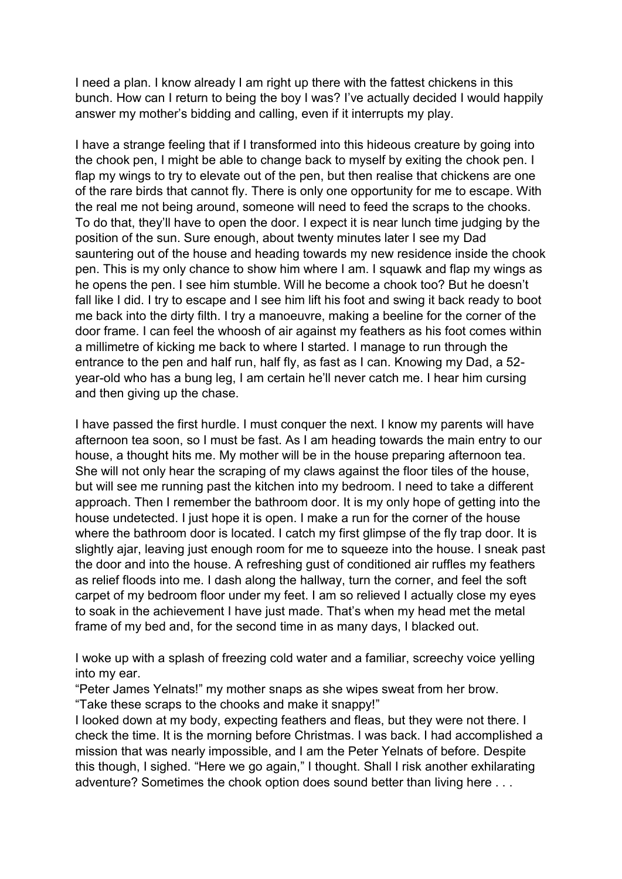I need a plan. I know already I am right up there with the fattest chickens in this bunch. How can I return to being the boy I was? I've actually decided I would happily answer my mother's bidding and calling, even if it interrupts my play.

I have a strange feeling that if I transformed into this hideous creature by going into the chook pen, I might be able to change back to myself by exiting the chook pen. I flap my wings to try to elevate out of the pen, but then realise that chickens are one of the rare birds that cannot fly. There is only one opportunity for me to escape. With the real me not being around, someone will need to feed the scraps to the chooks. To do that, they'll have to open the door. I expect it is near lunch time judging by the position of the sun. Sure enough, about twenty minutes later I see my Dad sauntering out of the house and heading towards my new residence inside the chook pen. This is my only chance to show him where I am. I squawk and flap my wings as he opens the pen. I see him stumble. Will he become a chook too? But he doesn't fall like I did. I try to escape and I see him lift his foot and swing it back ready to boot me back into the dirty filth. I try a manoeuvre, making a beeline for the corner of the door frame. I can feel the whoosh of air against my feathers as his foot comes within a millimetre of kicking me back to where I started. I manage to run through the entrance to the pen and half run, half fly, as fast as I can. Knowing my Dad, a 52-year-old who has a bung leg, I am certain he'll never catch me. I hear him cursing and then giving up the chase.

I have passed the first hurdle. I must conquer the next. I know my parents will have afternoon tea soon, so I must be fast. As I am heading towards the main entry to our house, a thought hits me. My mother will be in the house preparing afternoon tea. She will not only hear the scraping of my claws against the floor tiles of the house, but will see me running past the kitchen into my bedroom. I need to take a different approach. Then I remember the bathroom door. It is my only hope of getting into the house undetected. I just hope it is open. I make a run for the corner of the house where the bathroom door is located. I catch my first glimpse of the fly trap door. It is slightly ajar, leaving just enough room for me to squeeze into the house. I sneak past the door and into the house. A refreshing gust of conditioned air ruffles my feathers as relief floods into me. I dash along the hallway, turn the corner, and feel the soft carpet of my bedroom floor under my feet. I am so relieved I actually close my eyes to soak in the achievement I have just made. That's when my head met the metal frame of my bed and, for the second time in as many days, I blacked out.

I woke up with a splash of freezing cold water and a familiar, screechy voice yelling into my ear.
"Peter James Yelnats!" my mother snaps as she wipes sweat from her brow.
"Take these scraps to the chooks and make it snappy!"
I looked down at my body, expecting feathers and fleas, but they were not there. I check the time. It is the morning before Christmas. I was back. I had accomplished a mission that was nearly impossible, and I am the Peter Yelnats of before. Despite this though, I sighed. "Here we go again," I thought. Shall I risk another exhilarating adventure? Sometimes the chook option does sound better than living here . . .